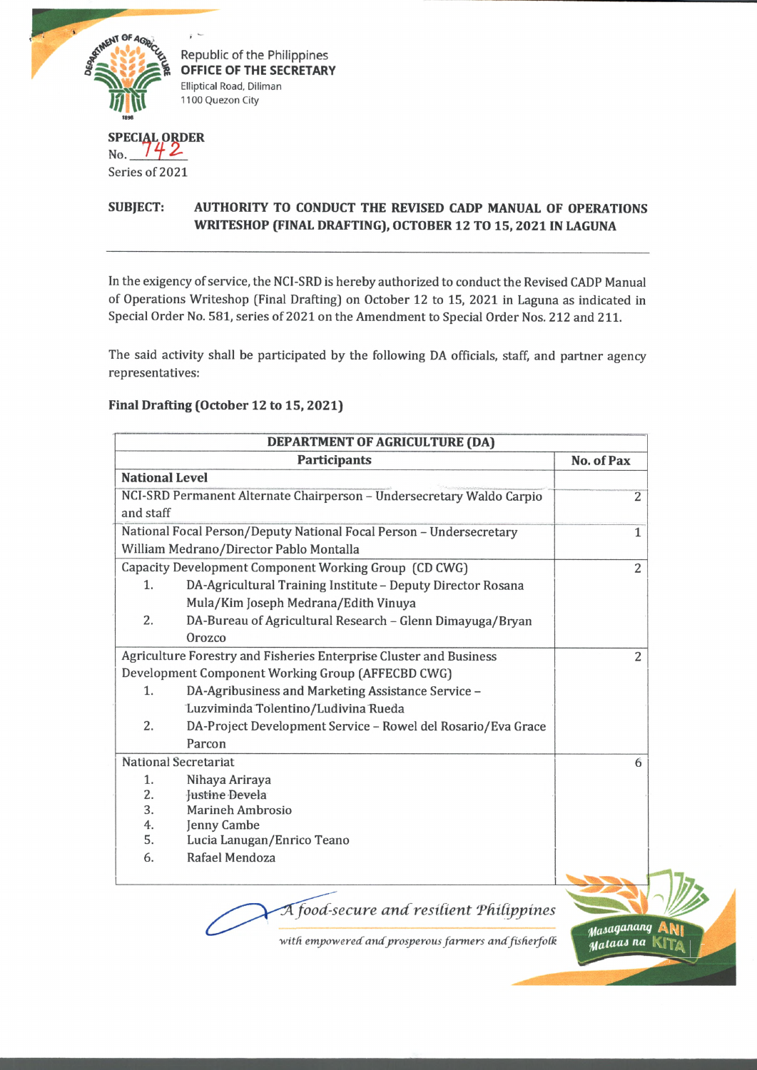Republic of the Philippines
**OFFICE OF THE SECRETARY**
Elliptical Road, Diliman
1100 Quezon City

**SPECIAL ORDER**
No. 742
Series of 2021

**SUBJECT:** **AUTHORITY TO CONDUCT THE REVISED CADP MANUAL OF OPERATIONS WRITESHOP (FINAL DRAFTING), OCTOBER 12 TO 15, 2021 IN LAGUNA**

---

In the exigency of service, the NCI-SRD is hereby authorized to conduct the Revised CADP Manual of Operations Writeshop (Final Drafting) on October 12 to 15, 2021 in Laguna as indicated in Special Order No. 581, series of 2021 on the Amendment to Special Order Nos. 212 and 211.

The said activity shall be participated by the following DA officials, staff, and partner agency representatives:

**Final Drafting (October 12 to 15, 2021)**

| **DEPARTMENT OF AGRICULTURE (DA)** | |
|---|---|
| **Participants** | **No. of Pax** |
| **National Level** | |
| NCI-SRD Permanent Alternate Chairperson – Undersecretary Waldo Carpio and staff | 2 |
| National Focal Person/Deputy National Focal Person – Undersecretary William Medrano/Director Pablo Montalla | 1 |
| Capacity Development Component Working Group (CD CWG)<br>1. DA-Agricultural Training Institute – Deputy Director Rosana Mula/Kim Joseph Medrana/Edith Vinuya<br>2. DA-Bureau of Agricultural Research – Glenn Dimayuga/Bryan Orozco | 2 |
| Agriculture Forestry and Fisheries Enterprise Cluster and Business Development Component Working Group (AFFECBD CWG)<br>1. DA-Agribusiness and Marketing Assistance Service – Luzviminda Tolentino/Ludivina Rueda<br>2. DA-Project Development Service – Rowel del Rosario/Eva Grace Parcon | 2 |
| National Secretariat<br>1. Nihaya Ariraya<br>2. Justine Devela<br>3. Marineh Ambrosio<br>4. Jenny Cambe<br>5. Lucia Lanugan/Enrico Teano<br>6. Rafael Mendoza | 6 |

*A food-secure and resilient Philippines*
*with empowered and prosperous farmers and fisherfolk*

Masaganang ANI Mataas na KITA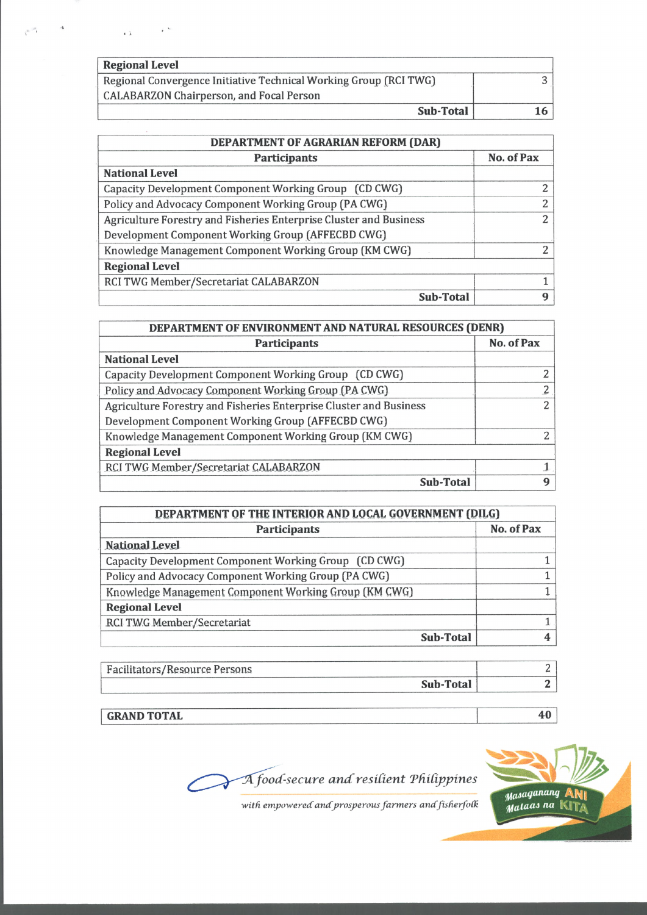| Regional Level | |
|---|---|
| Regional Convergence Initiative Technical Working Group (RCI TWG) CALABARZON Chairperson, and Focal Person | 3 |
| **Sub-Total** | **16** |

| DEPARTMENT OF AGRARIAN REFORM (DAR) | |
|---|---|
| **Participants** | **No. of Pax** |
| **National Level** | |
| Capacity Development Component Working Group (CD CWG) | 2 |
| Policy and Advocacy Component Working Group (PA CWG) | 2 |
| Agriculture Forestry and Fisheries Enterprise Cluster and Business Development Component Working Group (AFFECBD CWG) | 2 |
| Knowledge Management Component Working Group (KM CWG) | 2 |
| **Regional Level** | |
| RCI TWG Member/Secretariat CALABARZON | 1 |
| **Sub-Total** | **9** |

| DEPARTMENT OF ENVIRONMENT AND NATURAL RESOURCES (DENR) | |
|---|---|
| **Participants** | **No. of Pax** |
| **National Level** | |
| Capacity Development Component Working Group (CD CWG) | 2 |
| Policy and Advocacy Component Working Group (PA CWG) | 2 |
| Agriculture Forestry and Fisheries Enterprise Cluster and Business Development Component Working Group (AFFECBD CWG) | 2 |
| Knowledge Management Component Working Group (KM CWG) | 2 |
| **Regional Level** | |
| RCI TWG Member/Secretariat CALABARZON | 1 |
| **Sub-Total** | **9** |

| DEPARTMENT OF THE INTERIOR AND LOCAL GOVERNMENT (DILG) | |
|---|---|
| **Participants** | **No. of Pax** |
| **National Level** | |
| Capacity Development Component Working Group (CD CWG) | 1 |
| Policy and Advocacy Component Working Group (PA CWG) | 1 |
| Knowledge Management Component Working Group (KM CWG) | 1 |
| **Regional Level** | |
| RCI TWG Member/Secretariat | 1 |
| **Sub-Total** | **4** |

| Facilitators/Resource Persons | 2 |
|---|---|
| **Sub-Total** | **2** |

| **GRAND TOTAL** | **40** |
|---|---|

*A food-secure and resilient Philippines*

*with empowered and prosperous farmers and fisherfolk*

*Masaganang ANI Mataas na KITA*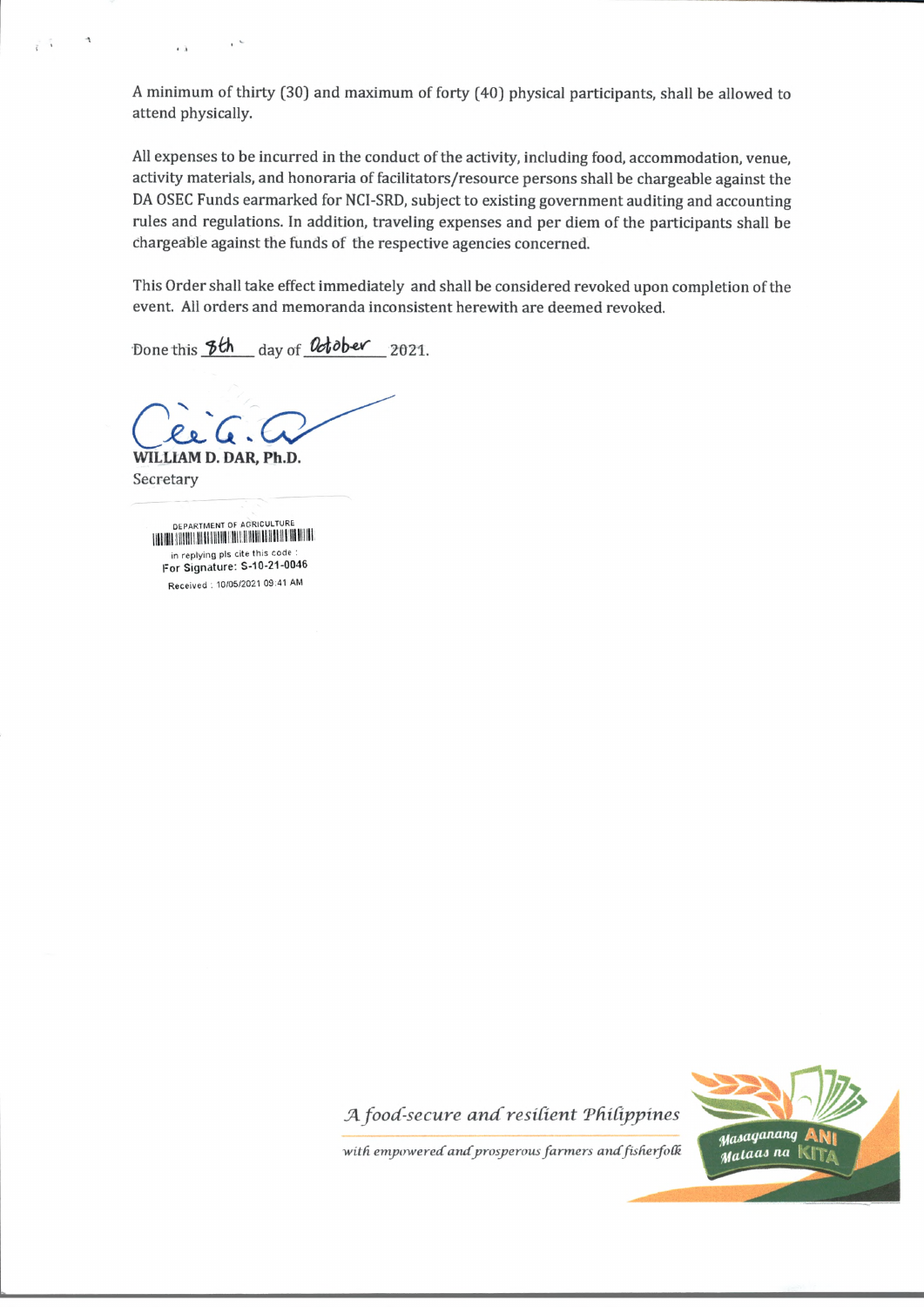A minimum of thirty (30) and maximum of forty (40) physical participants, shall be allowed to attend physically.

All expenses to be incurred in the conduct of the activity, including food, accommodation, venue, activity materials, and honoraria of facilitators/resource persons shall be chargeable against the DA OSEC Funds earmarked for NCI-SRD, subject to existing government auditing and accounting rules and regulations. In addition, traveling expenses and per diem of the participants shall be chargeable against the funds of the respective agencies concerned.

This Order shall take effect immediately and shall be considered revoked upon completion of the event. All orders and memoranda inconsistent herewith are deemed revoked.

Done this 8th day of October 2021.

**WILLIAM D. DAR, Ph.D.**
Secretary

DEPARTMENT OF AGRICULTURE
in replying pls cite this code :
For Signature: S-10-21-0046
Received : 10/05/2021 09:41 AM

*A food-secure and resilient Philippines*

*with empowered and prosperous farmers and fisherfolk*

Masaganang ANI Mataas na KITA